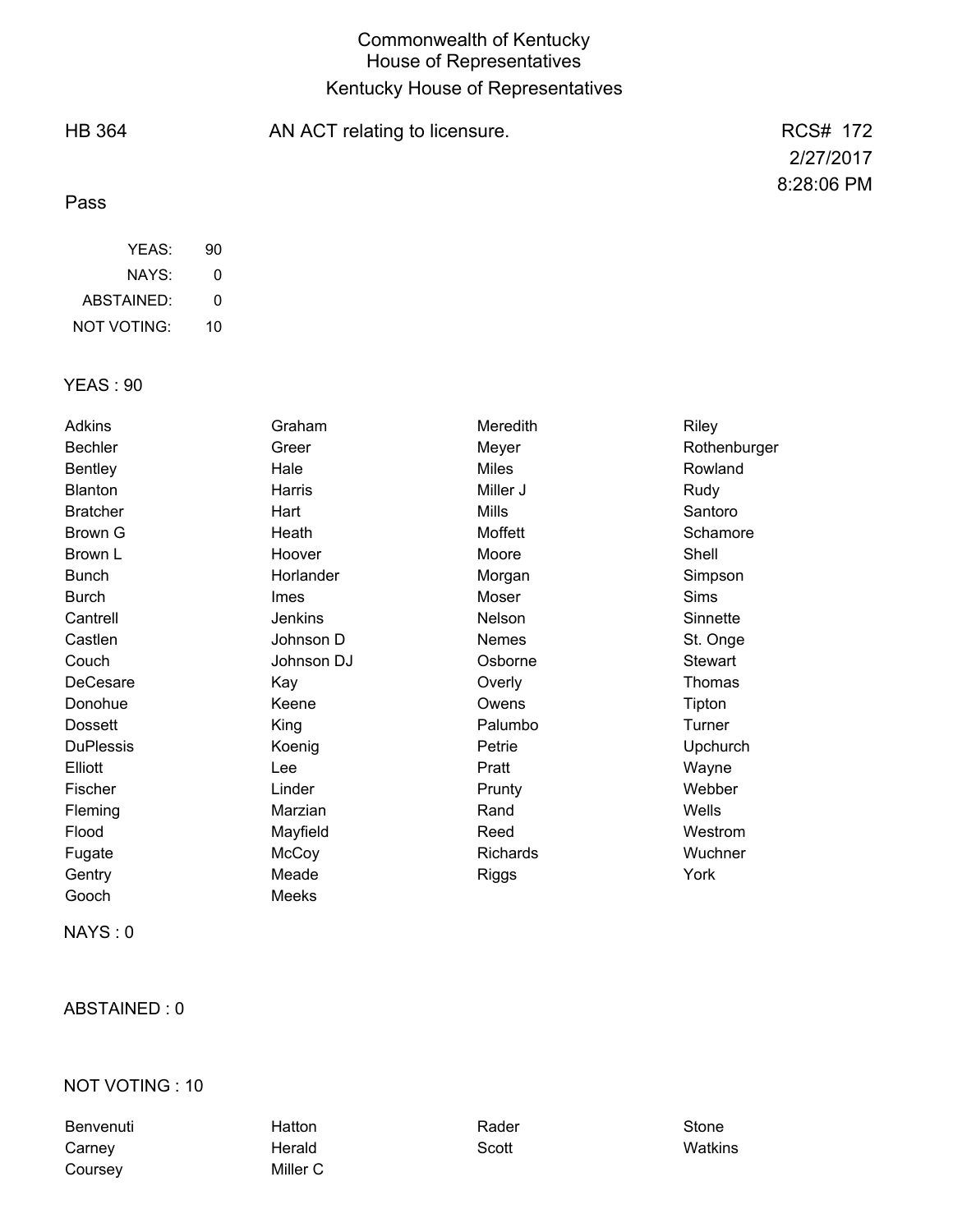# Commonwealth of Kentucky
## House of Representatives
## Kentucky House of Representatives

**HB 364** AN ACT relating to licensure. RCS# 172

2/27/2017

8:28:06 PM

Pass

| | |
|---|---|
| YEAS: | 90 |
| NAYS: | 0 |
| ABSTAINED: | 0 |
| NOT VOTING: | 10 |

YEAS : 90

| | | | |
|---|---|---|---|
| Adkins | Graham | Meredith | Riley |
| Bechler | Greer | Meyer | Rothenburger |
| Bentley | Hale | Miles | Rowland |
| Blanton | Harris | Miller J | Rudy |
| Bratcher | Hart | Mills | Santoro |
| Brown G | Heath | Moffett | Schamore |
| Brown L | Hoover | Moore | Shell |
| Bunch | Horlander | Morgan | Simpson |
| Burch | Imes | Moser | Sims |
| Cantrell | Jenkins | Nelson | Sinnette |
| Castlen | Johnson D | Nemes | St. Onge |
| Couch | Johnson DJ | Osborne | Stewart |
| DeCesare | Kay | Overly | Thomas |
| Donohue | Keene | Owens | Tipton |
| Dossett | King | Palumbo | Turner |
| DuPlessis | Koenig | Petrie | Upchurch |
| Elliott | Lee | Pratt | Wayne |
| Fischer | Linder | Prunty | Webber |
| Fleming | Marzian | Rand | Wells |
| Flood | Mayfield | Reed | Westrom |
| Fugate | McCoy | Richards | Wuchner |
| Gentry | Meade | Riggs | York |
| Gooch | Meeks | | |

NAYS : 0

ABSTAINED : 0

NOT VOTING : 10

| | | | |
|---|---|---|---|
| Benvenuti | Hatton | Rader | Stone |
| Carney | Herald | Scott | Watkins |
| Coursey | Miller C | | |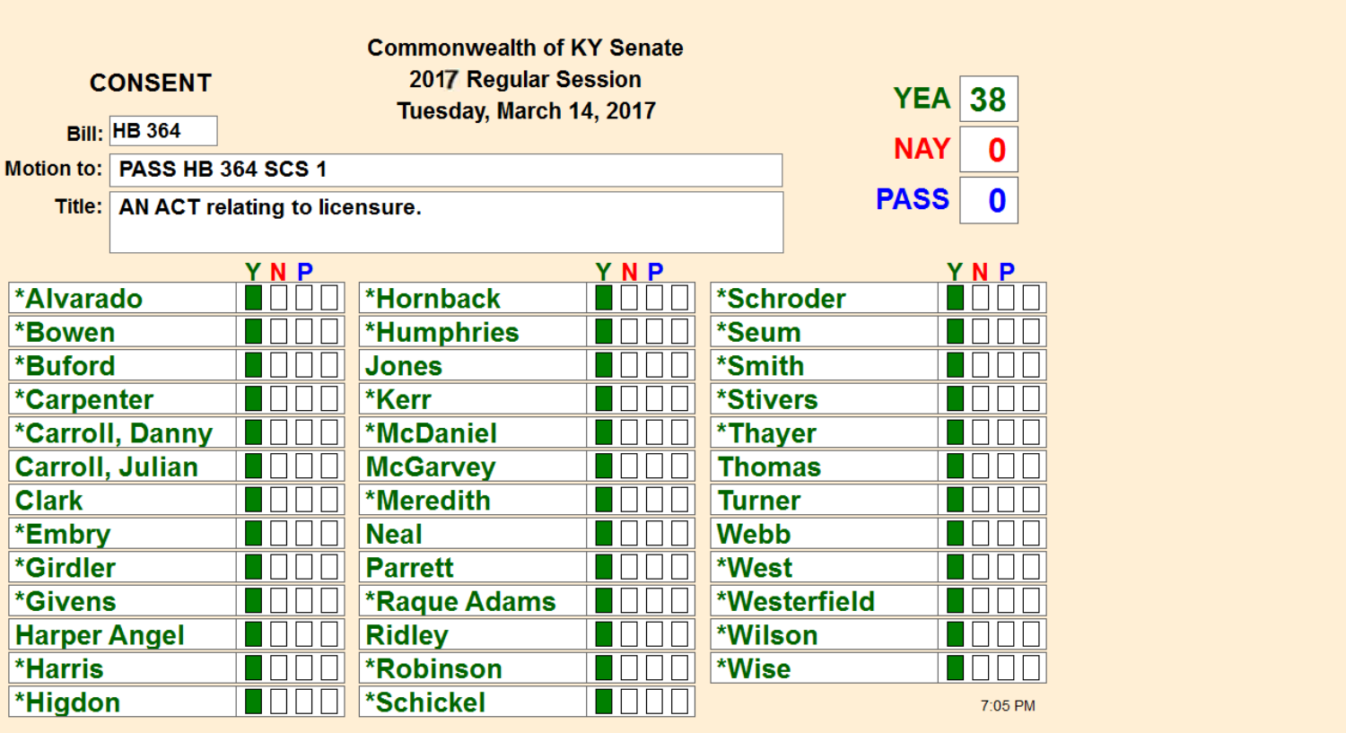**CONSENT**

**Commonwealth of KY Senate**
**2017 Regular Session**
**Tuesday, March 14, 2017**

**Bill:** HB 364

**Motion to:** PASS HB 364 SCS 1

**Title:** AN ACT relating to licensure.

| | |
|---|---|
| YEA | 38 |
| NAY | 0 |
| PASS | 0 |

| Name | Y | N | P | Name | Y | N | P | Name | Y | N | P |
|---|---|---|---|---|---|---|---|---|---|---|---|
| *Alvarado | ■ | | | *Hornback | ■ | | | *Schroder | ■ | | |
| *Bowen | ■ | | | *Humphries | ■ | | | *Seum | ■ | | |
| *Buford | ■ | | | Jones | ■ | | | *Smith | ■ | | |
| *Carpenter | ■ | | | *Kerr | ■ | | | *Stivers | ■ | | |
| *Carroll, Danny | ■ | | | *McDaniel | ■ | | | *Thayer | ■ | | |
| Carroll, Julian | ■ | | | McGarvey | ■ | | | Thomas | ■ | | |
| Clark | ■ | | | *Meredith | ■ | | | Turner | ■ | | |
| *Embry | ■ | | | Neal | ■ | | | Webb | ■ | | |
| *Girdler | ■ | | | Parrett | ■ | | | *West | ■ | | |
| *Givens | ■ | | | *Raque Adams | ■ | | | *Westerfield | ■ | | |
| Harper Angel | ■ | | | Ridley | ■ | | | *Wilson | ■ | | |
| *Harris | ■ | | | *Robinson | ■ | | | *Wise | ■ | | |
| *Higdon | ■ | | | *Schickel | ■ | | | | | | |

7:05 PM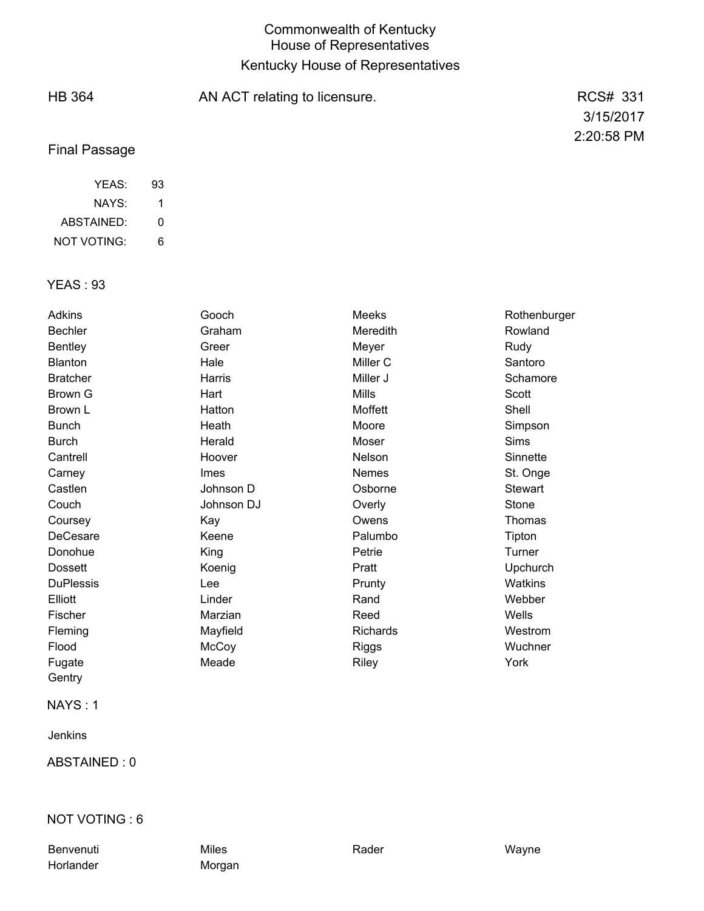# Commonwealth of Kentucky
## House of Representatives
## Kentucky House of Representatives

HB 364 AN ACT relating to licensure. RCS# 331

3/15/2017

2:20:58 PM

### Final Passage

| | |
|---|---|
| YEAS: | 93 |
| NAYS: | 1 |
| ABSTAINED: | 0 |
| NOT VOTING: | 6 |

### YEAS : 93

| | | | |
|---|---|---|---|
| Adkins | Gooch | Meeks | Rothenburger |
| Bechler | Graham | Meredith | Rowland |
| Bentley | Greer | Meyer | Rudy |
| Blanton | Hale | Miller C | Santoro |
| Bratcher | Harris | Miller J | Schamore |
| Brown G | Hart | Mills | Scott |
| Brown L | Hatton | Moffett | Shell |
| Bunch | Heath | Moore | Simpson |
| Burch | Herald | Moser | Sims |
| Cantrell | Hoover | Nelson | Sinnette |
| Carney | Imes | Nemes | St. Onge |
| Castlen | Johnson D | Osborne | Stewart |
| Couch | Johnson DJ | Overly | Stone |
| Coursey | Kay | Owens | Thomas |
| DeCesare | Keene | Palumbo | Tipton |
| Donohue | King | Petrie | Turner |
| Dossett | Koenig | Pratt | Upchurch |
| DuPlessis | Lee | Prunty | Watkins |
| Elliott | Linder | Rand | Webber |
| Fischer | Marzian | Reed | Wells |
| Fleming | Mayfield | Richards | Westrom |
| Flood | McCoy | Riggs | Wuchner |
| Fugate | Meade | Riley | York |
| Gentry | | | |

### NAYS : 1

Jenkins

### ABSTAINED : 0

### NOT VOTING : 6

| | | | |
|---|---|---|---|
| Benvenuti | Miles | Rader | Wayne |
| Horlander | Morgan | | |